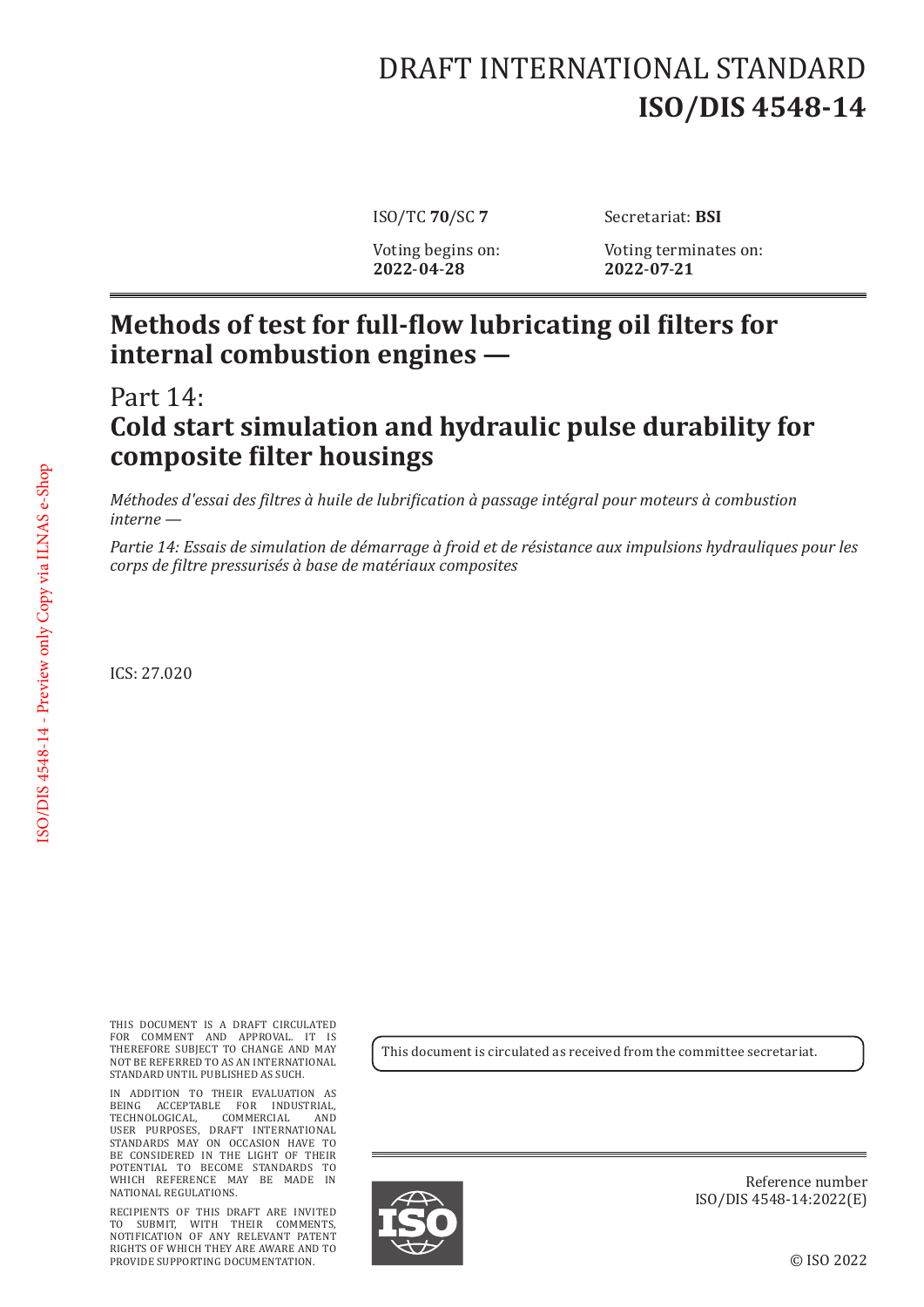# DRAFT INTERNATIONAL STANDARD
# ISO/DIS 4548-14

ISO/TC **70**/SC **7**

Secretariat: **BSI**

Voting begins on:
**2022-04-28**

Voting terminates on:
**2022-07-21**

## Methods of test for full-flow lubricating oil filters for internal combustion engines —

## Part 14:
## Cold start simulation and hydraulic pulse durability for composite filter housings

*Méthodes d'essai des filtres à huile de lubrification à passage intégral pour moteurs à combustion interne —*

*Partie 14: Essais de simulation de démarrage à froid et de résistance aux impulsions hydrauliques pour les corps de filtre pressurisés à base de matériaux composites*

ICS: 27.020

ISO/DIS 4548-14 - Preview only Copy via ILNAS e-Shop

THIS DOCUMENT IS A DRAFT CIRCULATED FOR COMMENT AND APPROVAL. IT IS THEREFORE SUBJECT TO CHANGE AND MAY NOT BE REFERRED TO AS AN INTERNATIONAL STANDARD UNTIL PUBLISHED AS SUCH.

IN ADDITION TO THEIR EVALUATION AS BEING ACCEPTABLE FOR INDUSTRIAL, TECHNOLOGICAL, COMMERCIAL AND USER PURPOSES, DRAFT INTERNATIONAL STANDARDS MAY ON OCCASION HAVE TO BE CONSIDERED IN THE LIGHT OF THEIR POTENTIAL TO BECOME STANDARDS TO WHICH REFERENCE MAY BE MADE IN NATIONAL REGULATIONS.

RECIPIENTS OF THIS DRAFT ARE INVITED TO SUBMIT, WITH THEIR COMMENTS, NOTIFICATION OF ANY RELEVANT PATENT RIGHTS OF WHICH THEY ARE AWARE AND TO PROVIDE SUPPORTING DOCUMENTATION.

This document is circulated as received from the committee secretariat.

Reference number
ISO/DIS 4548-14:2022(E)

© ISO 2022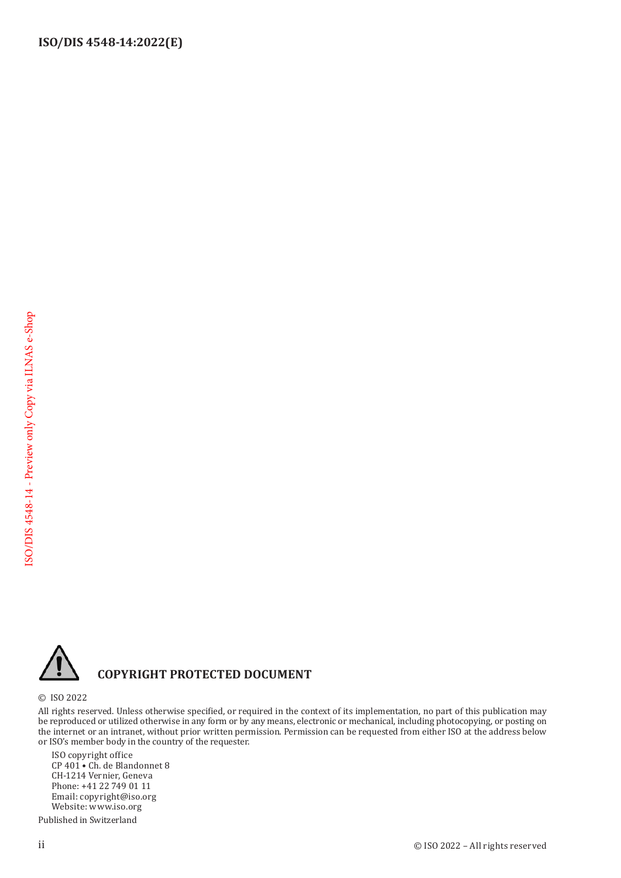**COPYRIGHT PROTECTED DOCUMENT**

© ISO 2022

All rights reserved. Unless otherwise specified, or required in the context of its implementation, no part of this publication may be reproduced or utilized otherwise in any form or by any means, electronic or mechanical, including photocopying, or posting on the internet or an intranet, without prior written permission. Permission can be requested from either ISO at the address below or ISO's member body in the country of the requester.

ISO copyright office
CP 401 • Ch. de Blandonnet 8
CH-1214 Vernier, Geneva
Phone: +41 22 749 01 11
Email: copyright@iso.org
Website: www.iso.org

Published in Switzerland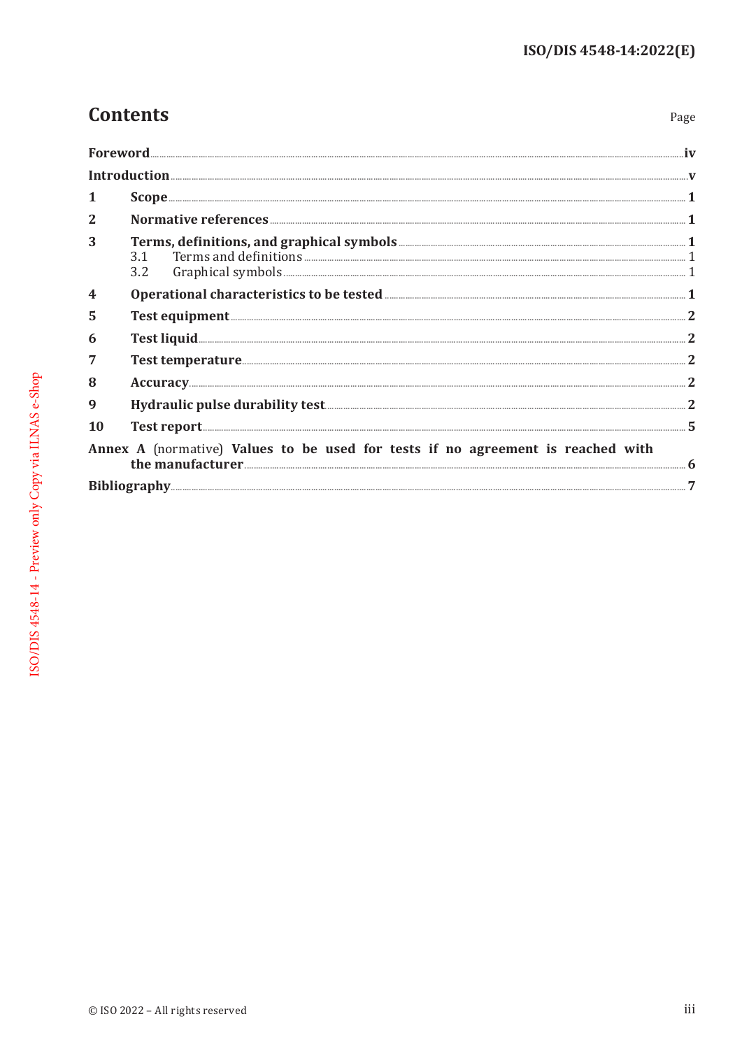# Contents

Page

Foreword .................................................................................................................................................................................................... iv

Introduction ............................................................................................................................................................................................. v

1 Scope .................................................................................................................................................................................................. 1

2 Normative references ........................................................................................................................................................ 1

3 Terms, definitions, and graphical symbols ....................................................................................................... 1

3.1 Terms and definitions ........................................................................................................................................ 1

3.2 Graphical symbols ................................................................................................................................................ 1

4 Operational characteristics to be tested ............................................................................................................ 1

5 Test equipment .......................................................................................................................................................................... 2

6 Test liquid ..................................................................................................................................................................................... 2

7 Test temperature ..................................................................................................................................................................... 2

8 Accuracy ........................................................................................................................................................................................ 2

9 Hydraulic pulse durability test ................................................................................................................................. 2

10 Test report ..................................................................................................................................................................................... 5

Annex A (normative) Values to be used for tests if no agreement is reached with the manufacturer ........................................................................................................................................................................... 6

Bibliography ............................................................................................................................................................................................. 7